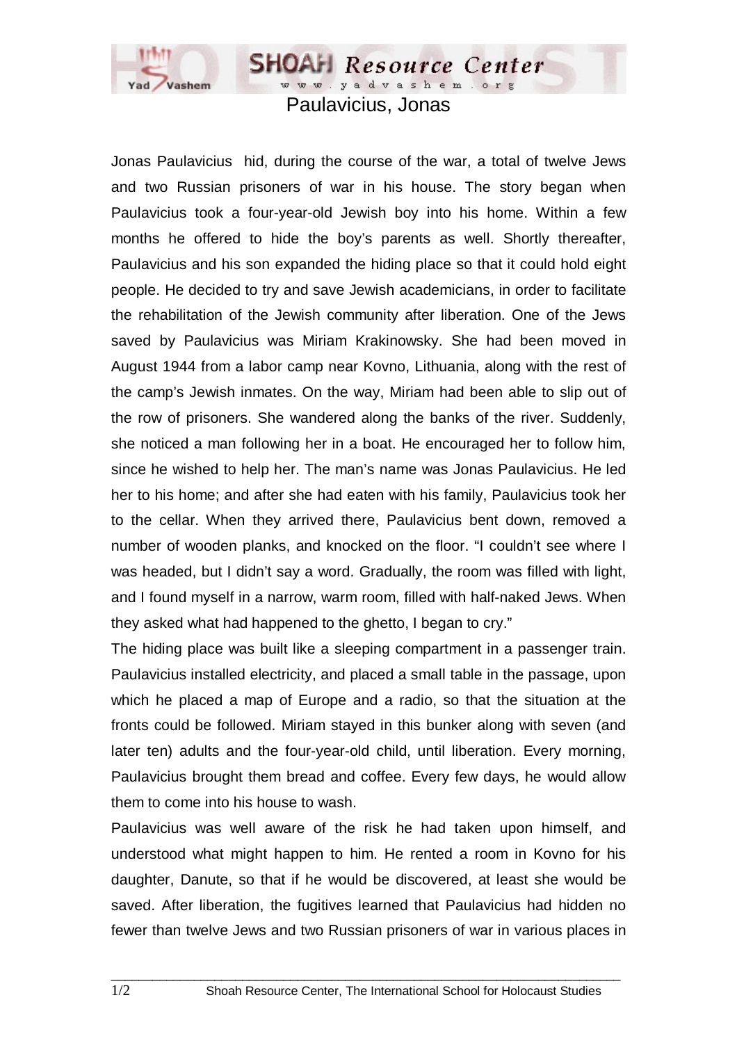# Paulavicius, Jonas

Jonas Paulavicius hid, during the course of the war, a total of twelve Jews and two Russian prisoners of war in his house. The story began when Paulavicius took a four-year-old Jewish boy into his home. Within a few months he offered to hide the boy's parents as well. Shortly thereafter, Paulavicius and his son expanded the hiding place so that it could hold eight people. He decided to try and save Jewish academicians, in order to facilitate the rehabilitation of the Jewish community after liberation. One of the Jews saved by Paulavicius was Miriam Krakinowsky. She had been moved in August 1944 from a labor camp near Kovno, Lithuania, along with the rest of the camp's Jewish inmates. On the way, Miriam had been able to slip out of the row of prisoners. She wandered along the banks of the river. Suddenly, she noticed a man following her in a boat. He encouraged her to follow him, since he wished to help her. The man's name was Jonas Paulavicius. He led her to his home; and after she had eaten with his family, Paulavicius took her to the cellar. When they arrived there, Paulavicius bent down, removed a number of wooden planks, and knocked on the floor. "I couldn't see where I was headed, but I didn't say a word. Gradually, the room was filled with light, and I found myself in a narrow, warm room, filled with half-naked Jews. When they asked what had happened to the ghetto, I began to cry."

The hiding place was built like a sleeping compartment in a passenger train. Paulavicius installed electricity, and placed a small table in the passage, upon which he placed a map of Europe and a radio, so that the situation at the fronts could be followed. Miriam stayed in this bunker along with seven (and later ten) adults and the four-year-old child, until liberation. Every morning, Paulavicius brought them bread and coffee. Every few days, he would allow them to come into his house to wash.

Paulavicius was well aware of the risk he had taken upon himself, and understood what might happen to him. He rented a room in Kovno for his daughter, Danute, so that if he would be discovered, at least she would be saved. After liberation, the fugitives learned that Paulavicius had hidden no fewer than twelve Jews and two Russian prisoners of war in various places in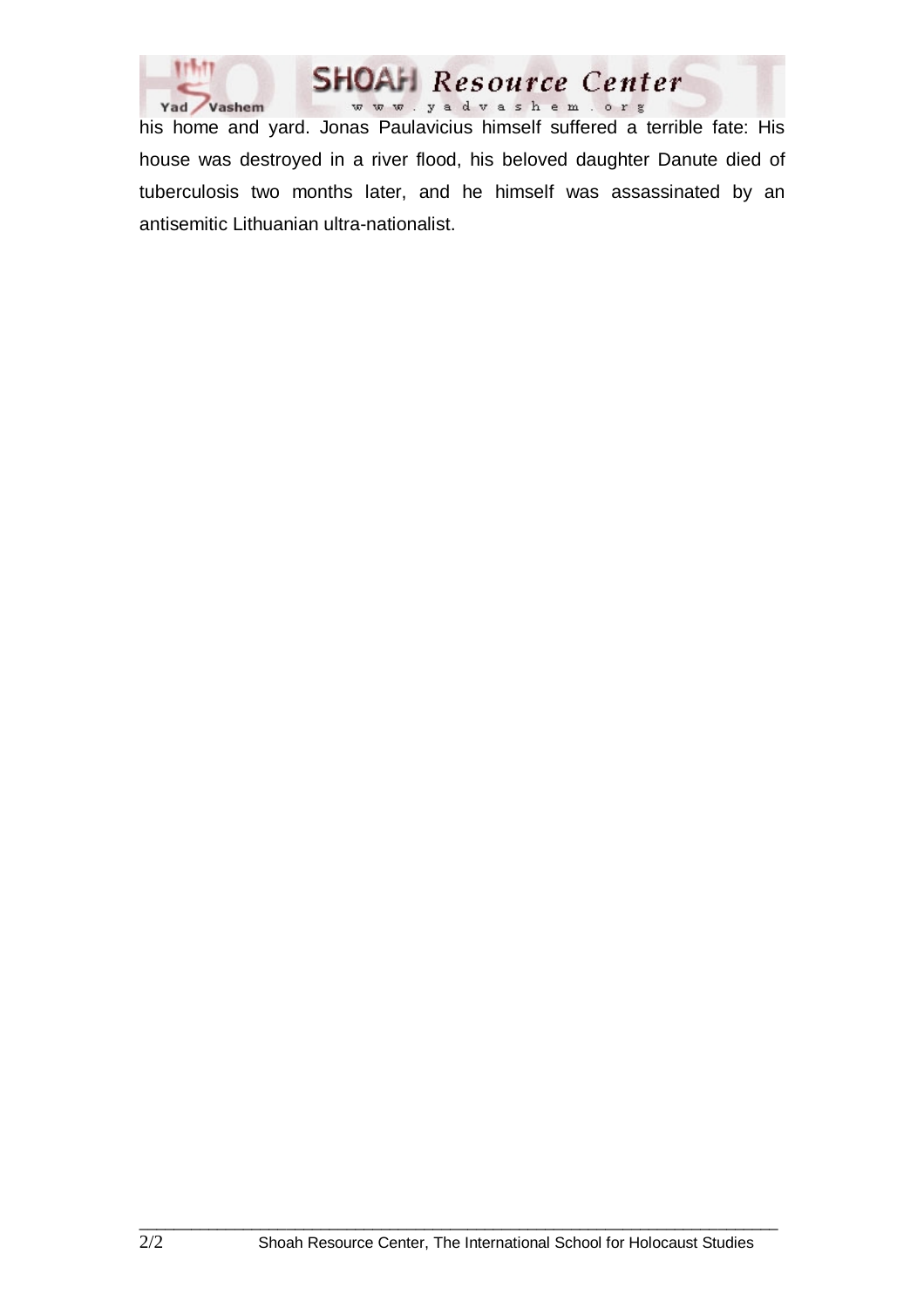his home and yard. Jonas Paulavicius himself suffered a terrible fate: His house was destroyed in a river flood, his beloved daughter Danute died of tuberculosis two months later, and he himself was assassinated by an antisemitic Lithuanian ultra-nationalist.